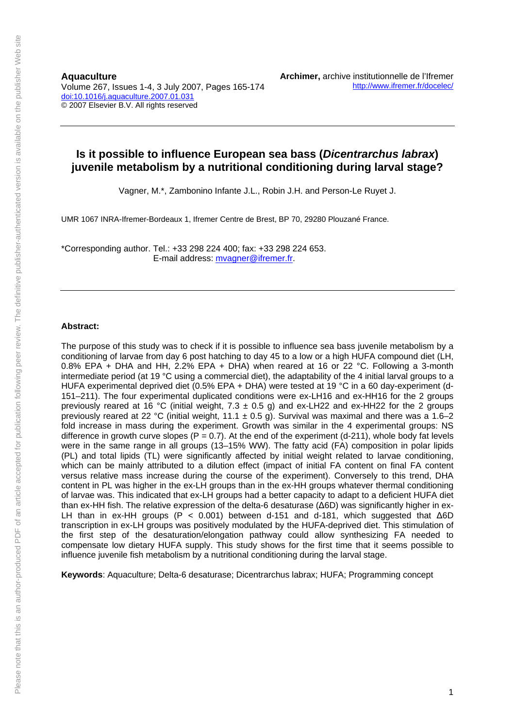**Aquaculture**
Volume 267, Issues 1-4, 3 July 2007, Pages 165-174
[doi:10.1016/j.aquaculture.2007.01.031](http://dx.doi.org/10.1016/j.aquaculture.2007.01.031)
© 2007 Elsevier B.V. All rights reserved

**Archimer,** archive institutionnelle de l'Ifremer
http://www.ifremer.fr/docelec/

---

# Is it possible to influence European sea bass (*Dicentrarchus labrax*) juvenile metabolism by a nutritional conditioning during larval stage?

Vagner, M.*, Zambonino Infante J.L., Robin J.H. and Person-Le Ruyet J.

UMR 1067 INRA-Ifremer-Bordeaux 1, Ifremer Centre de Brest, BP 70, 29280 Plouzané France.

*Corresponding author. Tel.: +33 298 224 400; fax: +33 298 224 653.
E-mail address: mvagner@ifremer.fr.

---

**Abstract:**

The purpose of this study was to check if it is possible to influence sea bass juvenile metabolism by a conditioning of larvae from day 6 post hatching to day 45 to a low or a high HUFA compound diet (LH, 0.8% EPA + DHA and HH, 2.2% EPA + DHA) when reared at 16 or 22 °C. Following a 3-month intermediate period (at 19 °C using a commercial diet), the adaptability of the 4 initial larval groups to a HUFA experimental deprived diet (0.5% EPA + DHA) were tested at 19 °C in a 60 day-experiment (d-151–211). The four experimental duplicated conditions were ex-LH16 and ex-HH16 for the 2 groups previously reared at 16 °C (initial weight, 7.3 ± 0.5 g) and ex-LH22 and ex-HH22 for the 2 groups previously reared at 22 °C (initial weight, 11.1 ± 0.5 g). Survival was maximal and there was a 1.6–2 fold increase in mass during the experiment. Growth was similar in the 4 experimental groups: NS difference in growth curve slopes ($P = 0.7$). At the end of the experiment (d-211), whole body fat levels were in the same range in all groups (13–15% WW). The fatty acid (FA) composition in polar lipids (PL) and total lipids (TL) were significantly affected by initial weight related to larvae conditioning, which can be mainly attributed to a dilution effect (impact of initial FA content on final FA content versus relative mass increase during the course of the experiment). Conversely to this trend, DHA content in PL was higher in the ex-LH groups than in the ex-HH groups whatever thermal conditioning of larvae was. This indicated that ex-LH groups had a better capacity to adapt to a deficient HUFA diet than ex-HH fish. The relative expression of the delta-6 desaturase (Δ6D) was significantly higher in ex-LH than in ex-HH groups ($P < 0.001$) between d-151 and d-181, which suggested that Δ6D transcription in ex-LH groups was positively modulated by the HUFA-deprived diet. This stimulation of the first step of the desaturation/elongation pathway could allow synthesizing FA needed to compensate low dietary HUFA supply. This study shows for the first time that it seems possible to influence juvenile fish metabolism by a nutritional conditioning during the larval stage.

**Keywords**: Aquaculture; Delta-6 desaturase; Dicentrarchus labrax; HUFA; Programming concept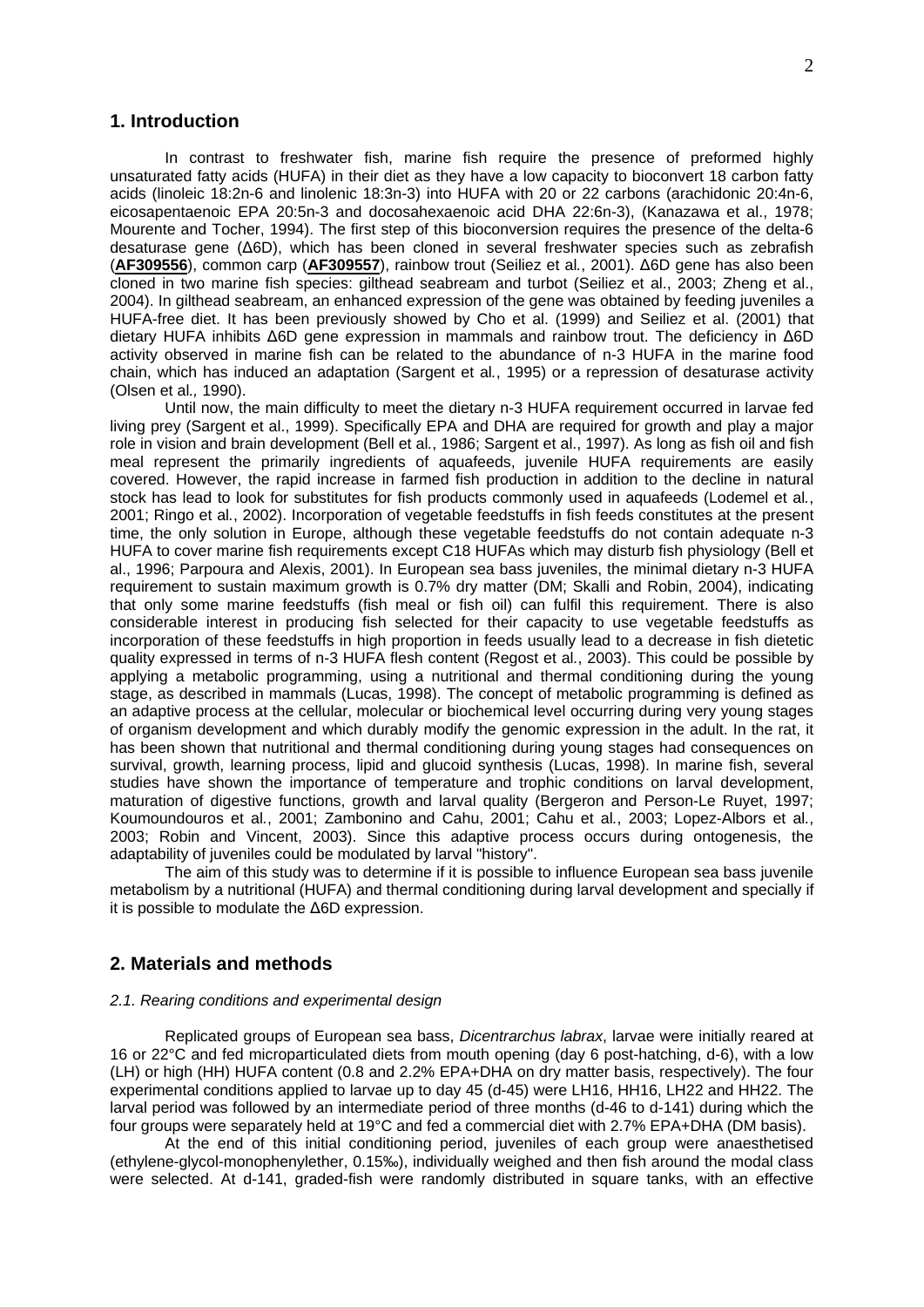## 1. Introduction

In contrast to freshwater fish, marine fish require the presence of preformed highly unsaturated fatty acids (HUFA) in their diet as they have a low capacity to bioconvert 18 carbon fatty acids (linoleic 18:2n-6 and linolenic 18:3n-3) into HUFA with 20 or 22 carbons (arachidonic 20:4n-6, eicosapentaenoic EPA 20:5n-3 and docosahexaenoic acid DHA 22:6n-3), (Kanazawa et al., 1978; Mourente and Tocher, 1994). The first step of this bioconversion requires the presence of the delta-6 desaturase gene (Δ6D), which has been cloned in several freshwater species such as zebrafish (**AF309556**), common carp (**AF309557**), rainbow trout (Seiliez et al*.*, 2001). Δ6D gene has also been cloned in two marine fish species: gilthead seabream and turbot (Seiliez et al., 2003; Zheng et al., 2004). In gilthead seabream, an enhanced expression of the gene was obtained by feeding juveniles a HUFA-free diet. It has been previously showed by Cho et al. (1999) and Seiliez et al. (2001) that dietary HUFA inhibits Δ6D gene expression in mammals and rainbow trout. The deficiency in Δ6D activity observed in marine fish can be related to the abundance of n-3 HUFA in the marine food chain, which has induced an adaptation (Sargent et al*.*, 1995) or a repression of desaturase activity (Olsen et al*.,* 1990).

Until now, the main difficulty to meet the dietary n-3 HUFA requirement occurred in larvae fed living prey (Sargent et al., 1999). Specifically EPA and DHA are required for growth and play a major role in vision and brain development (Bell et al*.*, 1986; Sargent et al., 1997). As long as fish oil and fish meal represent the primarily ingredients of aquafeeds, juvenile HUFA requirements are easily covered. However, the rapid increase in farmed fish production in addition to the decline in natural stock has lead to look for substitutes for fish products commonly used in aquafeeds (Lodemel et al*.*, 2001; Ringo et al*.*, 2002). Incorporation of vegetable feedstuffs in fish feeds constitutes at the present time, the only solution in Europe, although these vegetable feedstuffs do not contain adequate n-3 HUFA to cover marine fish requirements except C18 HUFAs which may disturb fish physiology (Bell et al., 1996; Parpoura and Alexis, 2001). In European sea bass juveniles, the minimal dietary n-3 HUFA requirement to sustain maximum growth is 0.7% dry matter (DM; Skalli and Robin, 2004), indicating that only some marine feedstuffs (fish meal or fish oil) can fulfil this requirement. There is also considerable interest in producing fish selected for their capacity to use vegetable feedstuffs as incorporation of these feedstuffs in high proportion in feeds usually lead to a decrease in fish dietetic quality expressed in terms of n-3 HUFA flesh content (Regost et al*.*, 2003). This could be possible by applying a metabolic programming, using a nutritional and thermal conditioning during the young stage, as described in mammals (Lucas, 1998). The concept of metabolic programming is defined as an adaptive process at the cellular, molecular or biochemical level occurring during very young stages of organism development and which durably modify the genomic expression in the adult. In the rat, it has been shown that nutritional and thermal conditioning during young stages had consequences on survival, growth, learning process, lipid and glucoid synthesis (Lucas, 1998). In marine fish, several studies have shown the importance of temperature and trophic conditions on larval development, maturation of digestive functions, growth and larval quality (Bergeron and Person-Le Ruyet, 1997; Koumoundouros et al*.*, 2001; Zambonino and Cahu, 2001; Cahu et al*.*, 2003; Lopez-Albors et al*.*, 2003; Robin and Vincent, 2003). Since this adaptive process occurs during ontogenesis, the adaptability of juveniles could be modulated by larval "history".

The aim of this study was to determine if it is possible to influence European sea bass juvenile metabolism by a nutritional (HUFA) and thermal conditioning during larval development and specially if it is possible to modulate the Δ6D expression.

## 2. Materials and methods

### *2.1. Rearing conditions and experimental design*

Replicated groups of European sea bass, *Dicentrarchus labrax*, larvae were initially reared at 16 or 22°C and fed microparticulated diets from mouth opening (day 6 post-hatching, d-6), with a low (LH) or high (HH) HUFA content (0.8 and 2.2% EPA+DHA on dry matter basis, respectively). The four experimental conditions applied to larvae up to day 45 (d-45) were LH16, HH16, LH22 and HH22. The larval period was followed by an intermediate period of three months (d-46 to d-141) during which the four groups were separately held at 19°C and fed a commercial diet with 2.7% EPA+DHA (DM basis).

At the end of this initial conditioning period, juveniles of each group were anaesthetised (ethylene-glycol-monophenylether, 0.15‰), individually weighed and then fish around the modal class were selected. At d-141, graded-fish were randomly distributed in square tanks, with an effective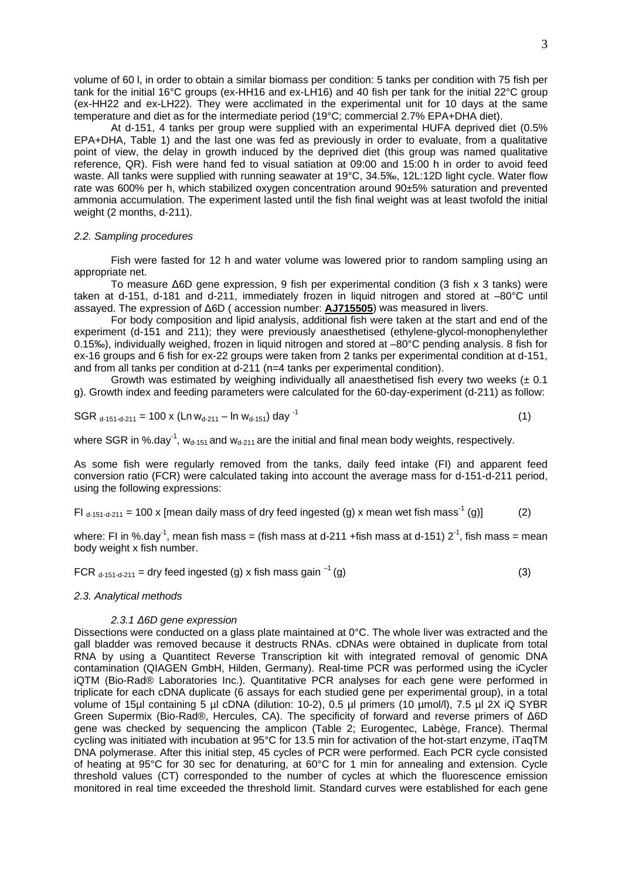volume of 60 l, in order to obtain a similar biomass per condition: 5 tanks per condition with 75 fish per tank for the initial 16°C groups (ex-HH16 and ex-LH16) and 40 fish per tank for the initial 22°C group (ex-HH22 and ex-LH22). They were acclimated in the experimental unit for 10 days at the same temperature and diet as for the intermediate period (19°C; commercial 2.7% EPA+DHA diet).

At d-151, 4 tanks per group were supplied with an experimental HUFA deprived diet (0.5% EPA+DHA, Table 1) and the last one was fed as previously in order to evaluate, from a qualitative point of view, the delay in growth induced by the deprived diet (this group was named qualitative reference, QR). Fish were hand fed to visual satiation at 09:00 and 15:00 h in order to avoid feed waste. All tanks were supplied with running seawater at 19°C, 34.5‰, 12L:12D light cycle. Water flow rate was 600% per h, which stabilized oxygen concentration around 90±5% saturation and prevented ammonia accumulation. The experiment lasted until the fish final weight was at least twofold the initial weight (2 months, d-211).

### *2.2. Sampling procedures*

Fish were fasted for 12 h and water volume was lowered prior to random sampling using an appropriate net.

To measure Δ6D gene expression, 9 fish per experimental condition (3 fish x 3 tanks) were taken at d-151, d-181 and d-211, immediately frozen in liquid nitrogen and stored at –80°C until assayed. The expression of Δ6D ( accession number: **AJ715505**) was measured in livers.

For body composition and lipid analysis, additional fish were taken at the start and end of the experiment (d-151 and 211); they were previously anaesthetised (ethylene-glycol-monophenylether 0.15‰), individually weighed, frozen in liquid nitrogen and stored at –80°C pending analysis. 8 fish for ex-16 groups and 6 fish for ex-22 groups were taken from 2 tanks per experimental condition at d-151, and from all tanks per condition at d-211 (n=4 tanks per experimental condition).

Growth was estimated by weighing individually all anaesthetised fish every two weeks (± 0.1 g). Growth index and feeding parameters were calculated for the 60-day-experiment (d-211) as follow:

$$SGR_{d\text{-}151\text{-}d\text{-}211} = 100 \times (\ln w_{d\text{-}211} - \ln w_{d\text{-}151})\ \text{day}^{-1} \qquad (1)$$

where SGR in %.day$^{-1}$, $w_{d\text{-}151}$ and $w_{d\text{-}211}$ are the initial and final mean body weights, respectively.

As some fish were regularly removed from the tanks, daily feed intake (FI) and apparent feed conversion ratio (FCR) were calculated taking into account the average mass for d-151-d-211 period, using the following expressions:

$$FI_{d\text{-}151\text{-}d\text{-}211} = 100 \times [\text{mean daily mass of dry feed ingested (g)} \times \text{mean wet fish mass}^{-1}\ (g)] \qquad (2)$$

where: FI in %.day$^{-1}$, mean fish mass = (fish mass at d-211 +fish mass at d-151) $2^{-1}$, fish mass = mean body weight x fish number.

$$FCR_{d\text{-}151\text{-}d\text{-}211} = \text{dry feed ingested (g)} \times \text{fish mass gain}^{-1}\ (g) \qquad (3)$$

### *2.3. Analytical methods*

#### *2.3.1 Δ6D gene expression*

Dissections were conducted on a glass plate maintained at 0°C. The whole liver was extracted and the gall bladder was removed because it destructs RNAs. cDNAs were obtained in duplicate from total RNA by using a Quantitect Reverse Transcription kit with integrated removal of genomic DNA contamination (QIAGEN GmbH, Hilden, Germany). Real-time PCR was performed using the iCycler iQTM (Bio-Rad® Laboratories Inc.). Quantitative PCR analyses for each gene were performed in triplicate for each cDNA duplicate (6 assays for each studied gene per experimental group), in a total volume of 15µl containing 5 µl cDNA (dilution: 10-2), 0.5 µl primers (10 µmol/l), 7.5 µl 2X iQ SYBR Green Supermix (Bio-Rad®, Hercules, CA). The specificity of forward and reverse primers of Δ6D gene was checked by sequencing the amplicon (Table 2; Eurogentec, Labège, France). Thermal cycling was initiated with incubation at 95°C for 13.5 min for activation of the hot-start enzyme, iTaqTM DNA polymerase. After this initial step, 45 cycles of PCR were performed. Each PCR cycle consisted of heating at 95°C for 30 sec for denaturing, at 60°C for 1 min for annealing and extension. Cycle threshold values (CT) corresponded to the number of cycles at which the fluorescence emission monitored in real time exceeded the threshold limit. Standard curves were established for each gene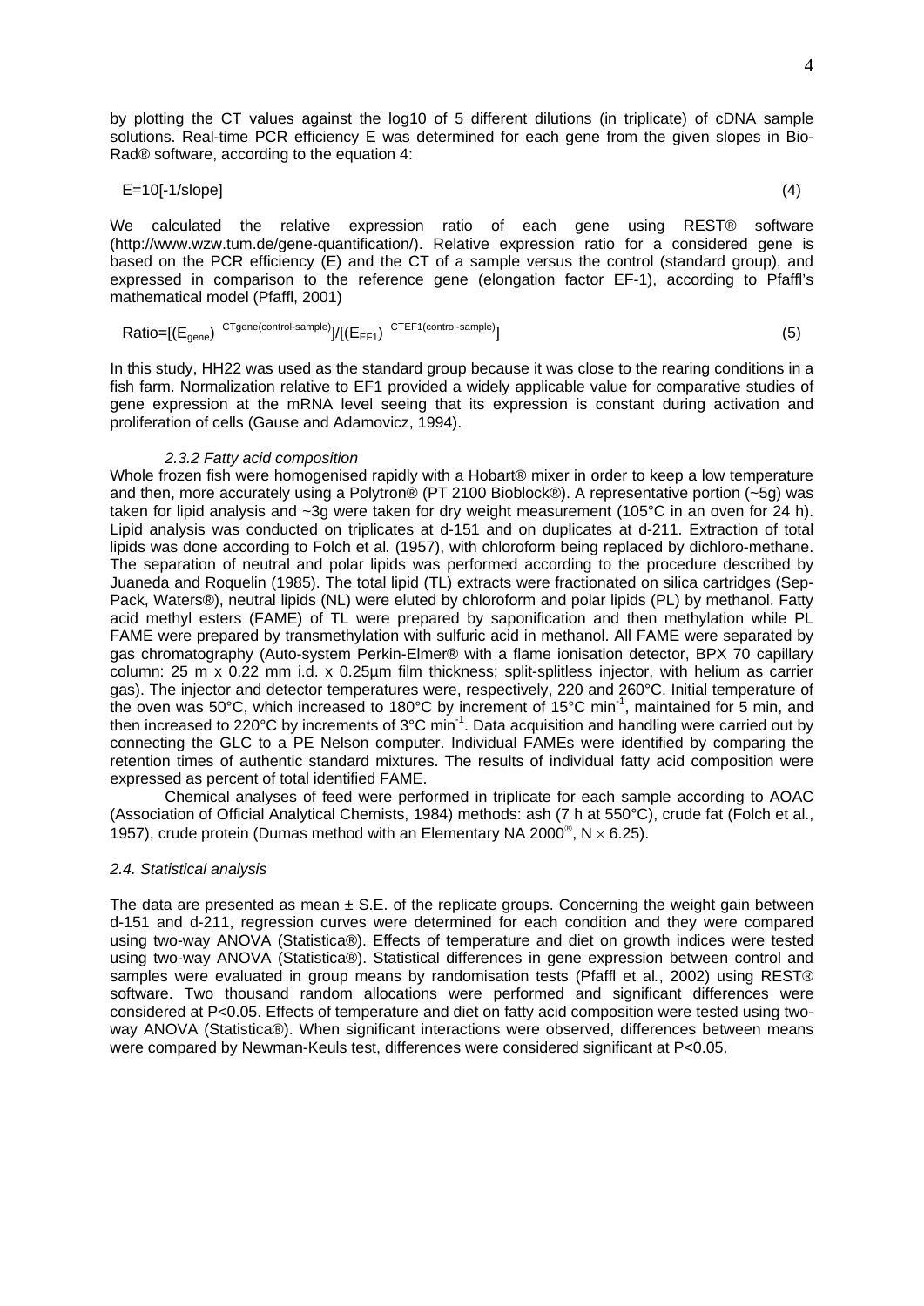by plotting the CT values against the log10 of 5 different dilutions (in triplicate) of cDNA sample solutions. Real-time PCR efficiency E was determined for each gene from the given slopes in Bio-Rad® software, according to the equation 4:

$$E=10[-1/\text{slope}] \quad (4)$$

We calculated the relative expression ratio of each gene using REST® software (http://www.wzw.tum.de/gene-quantification/). Relative expression ratio for a considered gene is based on the PCR efficiency (E) and the CT of a sample versus the control (standard group), and expressed in comparison to the reference gene (elongation factor EF-1), according to Pfaffl's mathematical model (Pfaffl, 2001)

$$\text{Ratio}=[(E_{gene})^{CTgene(control-sample)}]/[(E_{EF1})^{CTEF1(control-sample)}] \quad (5)$$

In this study, HH22 was used as the standard group because it was close to the rearing conditions in a fish farm. Normalization relative to EF1 provided a widely applicable value for comparative studies of gene expression at the mRNA level seeing that its expression is constant during activation and proliferation of cells (Gause and Adamovicz, 1994).

#### *2.3.2 Fatty acid composition*

Whole frozen fish were homogenised rapidly with a Hobart® mixer in order to keep a low temperature and then, more accurately using a Polytron® (PT 2100 Bioblock®). A representative portion (~5g) was taken for lipid analysis and ~3g were taken for dry weight measurement (105°C in an oven for 24 h). Lipid analysis was conducted on triplicates at d-151 and on duplicates at d-211. Extraction of total lipids was done according to Folch et al*.* (1957), with chloroform being replaced by dichloro-methane. The separation of neutral and polar lipids was performed according to the procedure described by Juaneda and Roquelin (1985). The total lipid (TL) extracts were fractionated on silica cartridges (Sep-Pack, Waters®), neutral lipids (NL) were eluted by chloroform and polar lipids (PL) by methanol. Fatty acid methyl esters (FAME) of TL were prepared by saponification and then methylation while PL FAME were prepared by transmethylation with sulfuric acid in methanol. All FAME were separated by gas chromatography (Auto-system Perkin-Elmer® with a flame ionisation detector, BPX 70 capillary column: 25 m x 0.22 mm i.d. x 0.25µm film thickness; split-splitless injector, with helium as carrier gas). The injector and detector temperatures were, respectively, 220 and 260°C. Initial temperature of the oven was 50°C, which increased to 180°C by increment of 15°C $\text{min}^{-1}$, maintained for 5 min, and then increased to 220°C by increments of 3°C $\text{min}^{-1}$. Data acquisition and handling were carried out by connecting the GLC to a PE Nelson computer. Individual FAMEs were identified by comparing the retention times of authentic standard mixtures. The results of individual fatty acid composition were expressed as percent of total identified FAME.

Chemical analyses of feed were performed in triplicate for each sample according to AOAC (Association of Official Analytical Chemists, 1984) methods: ash (7 h at 550°C), crude fat (Folch et al., 1957), crude protein (Dumas method with an Elementary NA 2000®, N × 6.25).

### *2.4. Statistical analysis*

The data are presented as mean ± S.E. of the replicate groups. Concerning the weight gain between d-151 and d-211, regression curves were determined for each condition and they were compared using two-way ANOVA (Statistica®). Effects of temperature and diet on growth indices were tested using two-way ANOVA (Statistica®). Statistical differences in gene expression between control and samples were evaluated in group means by randomisation tests (Pfaffl et al*.*, 2002) using REST® software. Two thousand random allocations were performed and significant differences were considered at $P<0.05$. Effects of temperature and diet on fatty acid composition were tested using two-way ANOVA (Statistica®). When significant interactions were observed, differences between means were compared by Newman-Keuls test, differences were considered significant at $P<0.05$.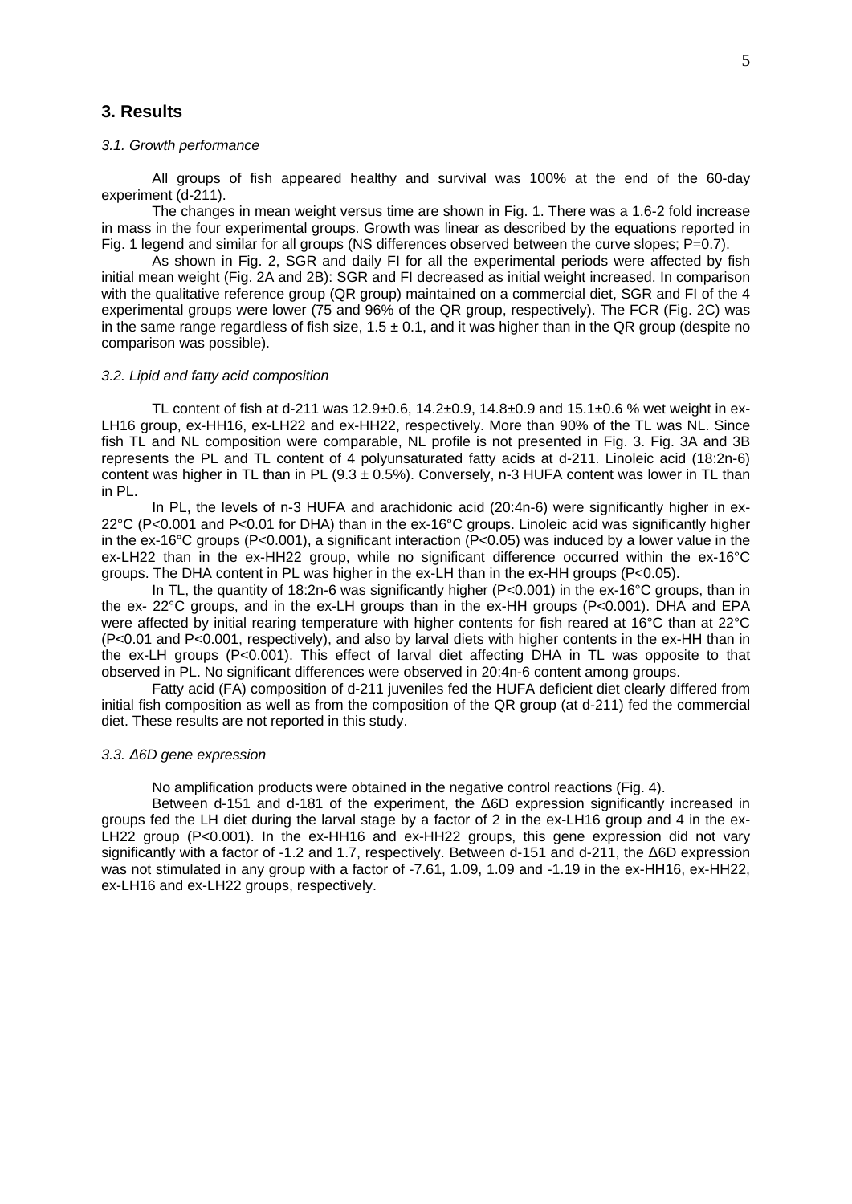## 3. Results

### *3.1. Growth performance*

All groups of fish appeared healthy and survival was 100% at the end of the 60-day experiment (d-211).

The changes in mean weight versus time are shown in Fig. 1. There was a 1.6-2 fold increase in mass in the four experimental groups. Growth was linear as described by the equations reported in Fig. 1 legend and similar for all groups (NS differences observed between the curve slopes; P=0.7).

As shown in Fig. 2, SGR and daily FI for all the experimental periods were affected by fish initial mean weight (Fig. 2A and 2B): SGR and FI decreased as initial weight increased. In comparison with the qualitative reference group (QR group) maintained on a commercial diet, SGR and FI of the 4 experimental groups were lower (75 and 96% of the QR group, respectively). The FCR (Fig. 2C) was in the same range regardless of fish size, $1.5 \pm 0.1$, and it was higher than in the QR group (despite no comparison was possible).

### *3.2. Lipid and fatty acid composition*

TL content of fish at d-211 was $12.9 \pm 0.6$, $14.2 \pm 0.9$, $14.8 \pm 0.9$ and $15.1 \pm 0.6$ % wet weight in ex-LH16 group, ex-HH16, ex-LH22 and ex-HH22, respectively. More than 90% of the TL was NL. Since fish TL and NL composition were comparable, NL profile is not presented in Fig. 3. Fig. 3A and 3B represents the PL and TL content of 4 polyunsaturated fatty acids at d-211. Linoleic acid (18:2n-6) content was higher in TL than in PL ($9.3 \pm 0.5$%). Conversely, n-3 HUFA content was lower in TL than in PL.

In PL, the levels of n-3 HUFA and arachidonic acid (20:4n-6) were significantly higher in ex-22°C (P<0.001 and P<0.01 for DHA) than in the ex-16°C groups. Linoleic acid was significantly higher in the ex-16°C groups (P<0.001), a significant interaction (P<0.05) was induced by a lower value in the ex-LH22 than in the ex-HH22 group, while no significant difference occurred within the ex-16°C groups. The DHA content in PL was higher in the ex-LH than in the ex-HH groups (P<0.05).

In TL, the quantity of 18:2n-6 was significantly higher (P<0.001) in the ex-16°C groups, than in the ex- 22°C groups, and in the ex-LH groups than in the ex-HH groups (P<0.001). DHA and EPA were affected by initial rearing temperature with higher contents for fish reared at 16°C than at 22°C (P<0.01 and P<0.001, respectively), and also by larval diets with higher contents in the ex-HH than in the ex-LH groups (P<0.001). This effect of larval diet affecting DHA in TL was opposite to that observed in PL. No significant differences were observed in 20:4n-6 content among groups.

Fatty acid (FA) composition of d-211 juveniles fed the HUFA deficient diet clearly differed from initial fish composition as well as from the composition of the QR group (at d-211) fed the commercial diet. These results are not reported in this study.

### *3.3. Δ6D gene expression*

No amplification products were obtained in the negative control reactions (Fig. 4).

Between d-151 and d-181 of the experiment, the Δ6D expression significantly increased in groups fed the LH diet during the larval stage by a factor of 2 in the ex-LH16 group and 4 in the ex-LH22 group (P<0.001). In the ex-HH16 and ex-HH22 groups, this gene expression did not vary significantly with a factor of -1.2 and 1.7, respectively. Between d-151 and d-211, the Δ6D expression was not stimulated in any group with a factor of -7.61, 1.09, 1.09 and -1.19 in the ex-HH16, ex-HH22, ex-LH16 and ex-LH22 groups, respectively.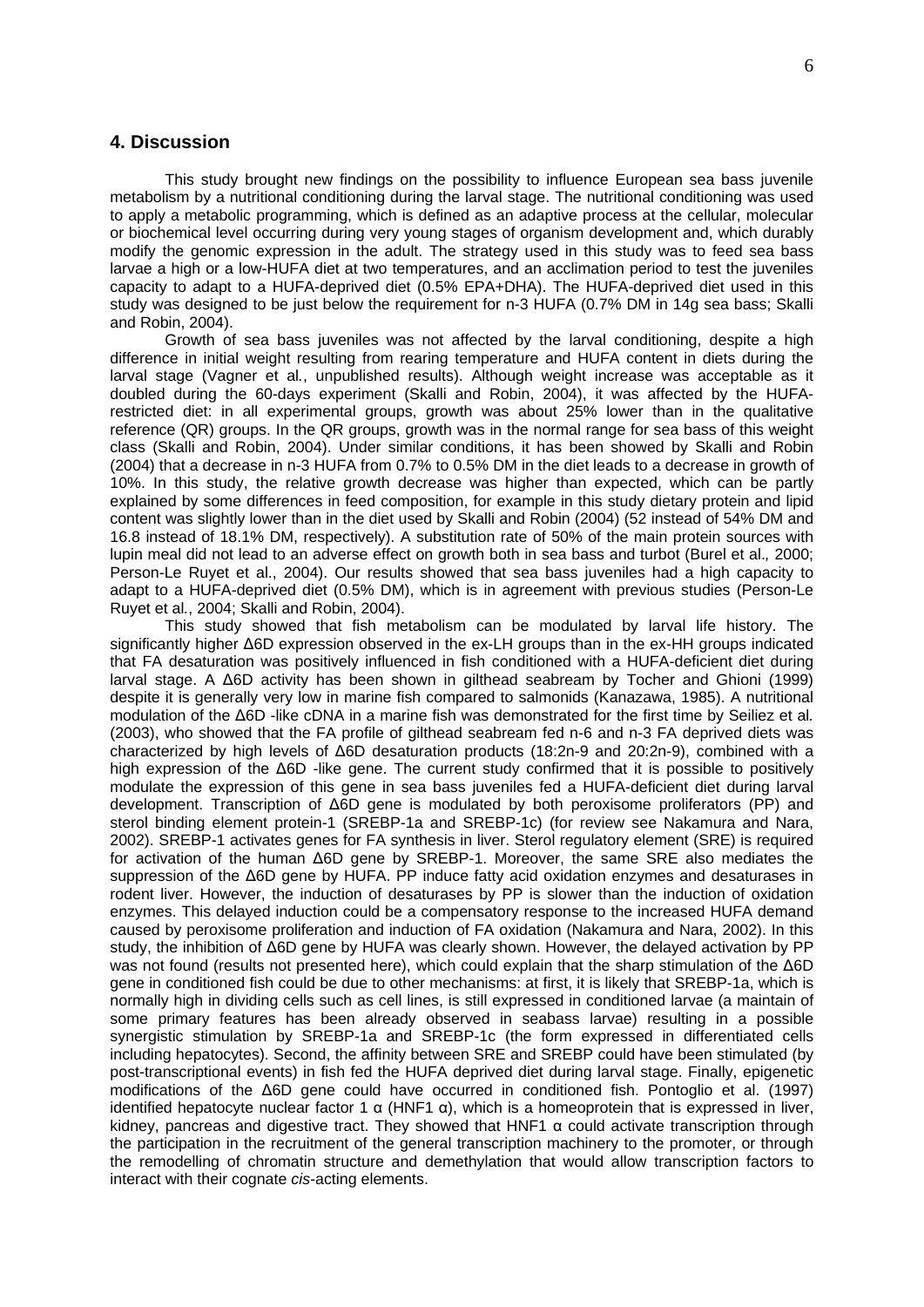## 4. Discussion

This study brought new findings on the possibility to influence European sea bass juvenile metabolism by a nutritional conditioning during the larval stage. The nutritional conditioning was used to apply a metabolic programming, which is defined as an adaptive process at the cellular, molecular or biochemical level occurring during very young stages of organism development and, which durably modify the genomic expression in the adult. The strategy used in this study was to feed sea bass larvae a high or a low-HUFA diet at two temperatures, and an acclimation period to test the juveniles capacity to adapt to a HUFA-deprived diet (0.5% EPA+DHA). The HUFA-deprived diet used in this study was designed to be just below the requirement for n-3 HUFA (0.7% DM in 14g sea bass; Skalli and Robin, 2004).

Growth of sea bass juveniles was not affected by the larval conditioning, despite a high difference in initial weight resulting from rearing temperature and HUFA content in diets during the larval stage (Vagner et al*.*, unpublished results). Although weight increase was acceptable as it doubled during the 60-days experiment (Skalli and Robin, 2004), it was affected by the HUFA-restricted diet: in all experimental groups, growth was about 25% lower than in the qualitative reference (QR) groups. In the QR groups, growth was in the normal range for sea bass of this weight class (Skalli and Robin, 2004). Under similar conditions, it has been showed by Skalli and Robin (2004) that a decrease in n-3 HUFA from 0.7% to 0.5% DM in the diet leads to a decrease in growth of 10%. In this study, the relative growth decrease was higher than expected, which can be partly explained by some differences in feed composition, for example in this study dietary protein and lipid content was slightly lower than in the diet used by Skalli and Robin (2004) (52 instead of 54% DM and 16.8 instead of 18.1% DM, respectively). A substitution rate of 50% of the main protein sources with lupin meal did not lead to an adverse effect on growth both in sea bass and turbot (Burel et al.*,* 2000; Person-Le Ruyet et al., 2004). Our results showed that sea bass juveniles had a high capacity to adapt to a HUFA-deprived diet (0.5% DM), which is in agreement with previous studies (Person-Le Ruyet et al*.*, 2004; Skalli and Robin, 2004).

This study showed that fish metabolism can be modulated by larval life history. The significantly higher Δ6D expression observed in the ex-LH groups than in the ex-HH groups indicated that FA desaturation was positively influenced in fish conditioned with a HUFA-deficient diet during larval stage. A Δ6D activity has been shown in gilthead seabream by Tocher and Ghioni (1999) despite it is generally very low in marine fish compared to salmonids (Kanazawa, 1985). A nutritional modulation of the Δ6D -like cDNA in a marine fish was demonstrated for the first time by Seiliez et al*.* (2003), who showed that the FA profile of gilthead seabream fed n-6 and n-3 FA deprived diets was characterized by high levels of Δ6D desaturation products (18:2n-9 and 20:2n-9), combined with a high expression of the Δ6D -like gene. The current study confirmed that it is possible to positively modulate the expression of this gene in sea bass juveniles fed a HUFA-deficient diet during larval development. Transcription of Δ6D gene is modulated by both peroxisome proliferators (PP) and sterol binding element protein-1 (SREBP-1a and SREBP-1c) (for review see Nakamura and Nara, 2002). SREBP-1 activates genes for FA synthesis in liver. Sterol regulatory element (SRE) is required for activation of the human Δ6D gene by SREBP-1. Moreover, the same SRE also mediates the suppression of the Δ6D gene by HUFA. PP induce fatty acid oxidation enzymes and desaturases in rodent liver. However, the induction of desaturases by PP is slower than the induction of oxidation enzymes. This delayed induction could be a compensatory response to the increased HUFA demand caused by peroxisome proliferation and induction of FA oxidation (Nakamura and Nara, 2002). In this study, the inhibition of Δ6D gene by HUFA was clearly shown. However, the delayed activation by PP was not found (results not presented here), which could explain that the sharp stimulation of the Δ6D gene in conditioned fish could be due to other mechanisms: at first, it is likely that SREBP-1a, which is normally high in dividing cells such as cell lines, is still expressed in conditioned larvae (a maintain of some primary features has been already observed in seabass larvae) resulting in a possible synergistic stimulation by SREBP-1a and SREBP-1c (the form expressed in differentiated cells including hepatocytes). Second, the affinity between SRE and SREBP could have been stimulated (by post-transcriptional events) in fish fed the HUFA deprived diet during larval stage. Finally, epigenetic modifications of the Δ6D gene could have occurred in conditioned fish. Pontoglio et al. (1997) identified hepatocyte nuclear factor 1 α (HNF1 α), which is a homeoprotein that is expressed in liver, kidney, pancreas and digestive tract. They showed that HNF1 α could activate transcription through the participation in the recruitment of the general transcription machinery to the promoter, or through the remodelling of chromatin structure and demethylation that would allow transcription factors to interact with their cognate *cis*-acting elements.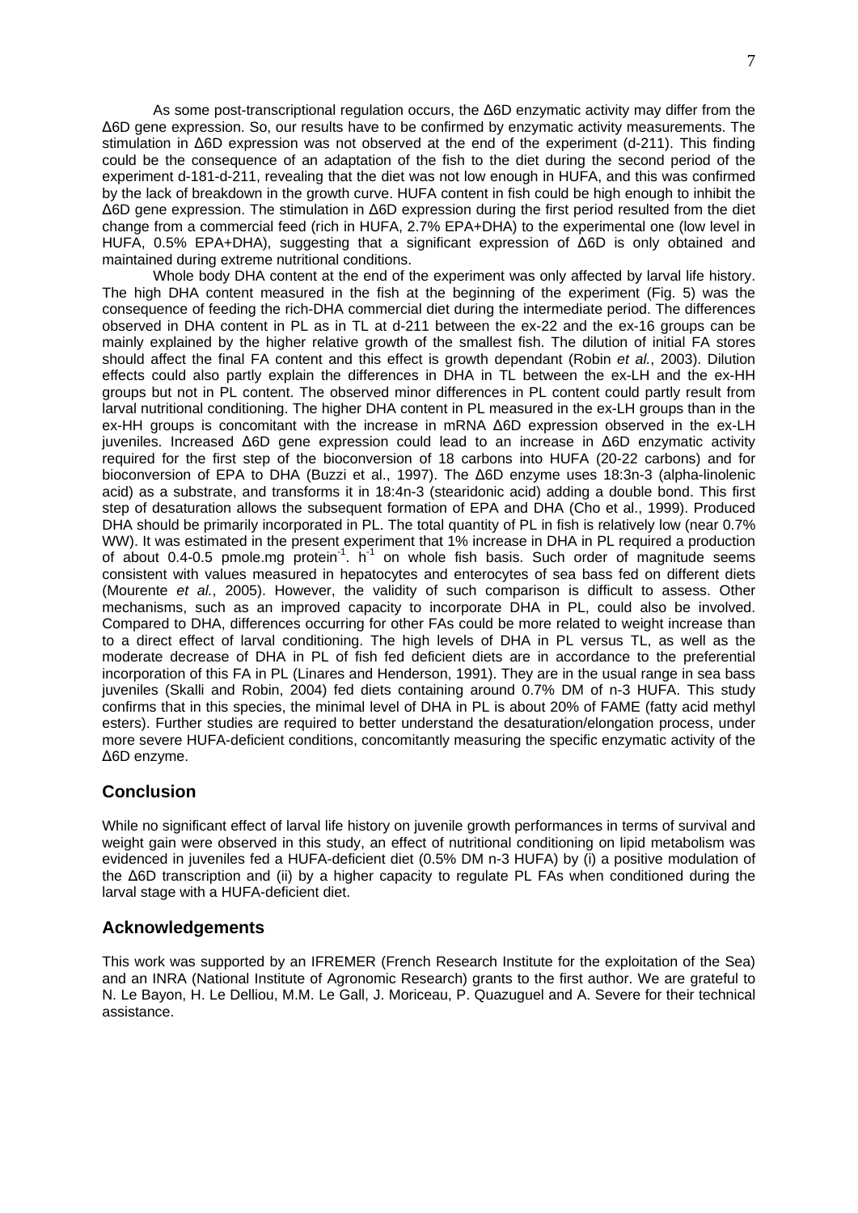As some post-transcriptional regulation occurs, the Δ6D enzymatic activity may differ from the Δ6D gene expression. So, our results have to be confirmed by enzymatic activity measurements. The stimulation in Δ6D expression was not observed at the end of the experiment (d-211). This finding could be the consequence of an adaptation of the fish to the diet during the second period of the experiment d-181-d-211, revealing that the diet was not low enough in HUFA, and this was confirmed by the lack of breakdown in the growth curve. HUFA content in fish could be high enough to inhibit the Δ6D gene expression. The stimulation in Δ6D expression during the first period resulted from the diet change from a commercial feed (rich in HUFA, 2.7% EPA+DHA) to the experimental one (low level in HUFA, 0.5% EPA+DHA), suggesting that a significant expression of Δ6D is only obtained and maintained during extreme nutritional conditions.

Whole body DHA content at the end of the experiment was only affected by larval life history. The high DHA content measured in the fish at the beginning of the experiment (Fig. 5) was the consequence of feeding the rich-DHA commercial diet during the intermediate period. The differences observed in DHA content in PL as in TL at d-211 between the ex-22 and the ex-16 groups can be mainly explained by the higher relative growth of the smallest fish. The dilution of initial FA stores should affect the final FA content and this effect is growth dependant (Robin *et al.*, 2003). Dilution effects could also partly explain the differences in DHA in TL between the ex-LH and the ex-HH groups but not in PL content. The observed minor differences in PL content could partly result from larval nutritional conditioning. The higher DHA content in PL measured in the ex-LH groups than in the ex-HH groups is concomitant with the increase in mRNA Δ6D expression observed in the ex-LH juveniles. Increased Δ6D gene expression could lead to an increase in Δ6D enzymatic activity required for the first step of the bioconversion of 18 carbons into HUFA (20-22 carbons) and for bioconversion of EPA to DHA (Buzzi et al., 1997). The Δ6D enzyme uses 18:3n-3 (alpha-linolenic acid) as a substrate, and transforms it in 18:4n-3 (stearidonic acid) adding a double bond. This first step of desaturation allows the subsequent formation of EPA and DHA (Cho et al., 1999). Produced DHA should be primarily incorporated in PL. The total quantity of PL in fish is relatively low (near 0.7% WW). It was estimated in the present experiment that 1% increase in DHA in PL required a production of about 0.4-0.5 pmole.mg protein$^{-1}$. h$^{-1}$ on whole fish basis. Such order of magnitude seems consistent with values measured in hepatocytes and enterocytes of sea bass fed on different diets (Mourente *et al.*, 2005). However, the validity of such comparison is difficult to assess. Other mechanisms, such as an improved capacity to incorporate DHA in PL, could also be involved. Compared to DHA, differences occurring for other FAs could be more related to weight increase than to a direct effect of larval conditioning. The high levels of DHA in PL versus TL, as well as the moderate decrease of DHA in PL of fish fed deficient diets are in accordance to the preferential incorporation of this FA in PL (Linares and Henderson, 1991). They are in the usual range in sea bass juveniles (Skalli and Robin, 2004) fed diets containing around 0.7% DM of n-3 HUFA. This study confirms that in this species, the minimal level of DHA in PL is about 20% of FAME (fatty acid methyl esters). Further studies are required to better understand the desaturation/elongation process, under more severe HUFA-deficient conditions, concomitantly measuring the specific enzymatic activity of the Δ6D enzyme.

## Conclusion

While no significant effect of larval life history on juvenile growth performances in terms of survival and weight gain were observed in this study, an effect of nutritional conditioning on lipid metabolism was evidenced in juveniles fed a HUFA-deficient diet (0.5% DM n-3 HUFA) by (i) a positive modulation of the Δ6D transcription and (ii) by a higher capacity to regulate PL FAs when conditioned during the larval stage with a HUFA-deficient diet.

## Acknowledgements

This work was supported by an IFREMER (French Research Institute for the exploitation of the Sea) and an INRA (National Institute of Agronomic Research) grants to the first author. We are grateful to N. Le Bayon, H. Le Delliou, M.M. Le Gall, J. Moriceau, P. Quazuguel and A. Severe for their technical assistance.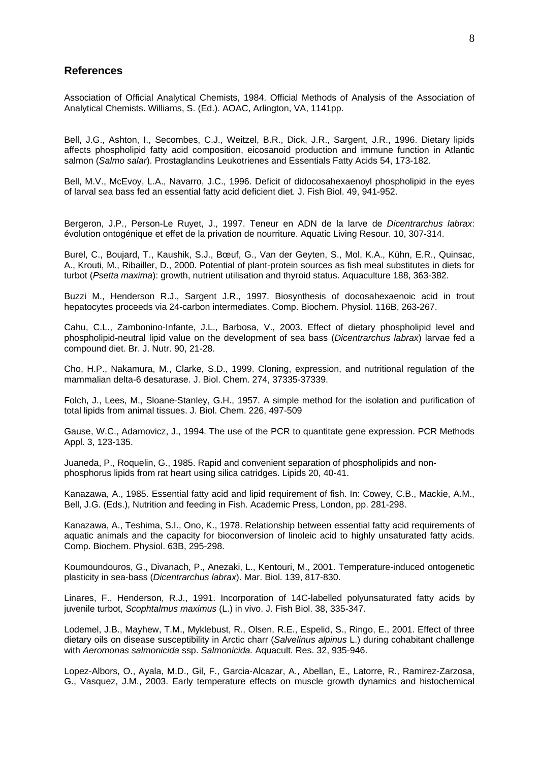## References

Association of Official Analytical Chemists, 1984. Official Methods of Analysis of the Association of Analytical Chemists. Williams, S. (Ed.). AOAC, Arlington, VA, 1141pp.

Bell, J.G., Ashton, I., Secombes, C.J., Weitzel, B.R., Dick, J.R., Sargent, J.R., 1996. Dietary lipids affects phospholipid fatty acid composition, eicosanoid production and immune function in Atlantic salmon (*Salmo salar*). Prostaglandins Leukotrienes and Essentials Fatty Acids 54, 173-182.

Bell, M.V., McEvoy, L.A., Navarro, J.C., 1996. Deficit of didocosahexaenoyl phospholipid in the eyes of larval sea bass fed an essential fatty acid deficient diet. J. Fish Biol. 49, 941-952.

Bergeron, J.P., Person-Le Ruyet, J., 1997. Teneur en ADN de la larve de *Dicentrarchus labrax*: évolution ontogénique et effet de la privation de nourriture. Aquatic Living Resour. 10, 307-314.

Burel, C., Boujard, T., Kaushik, S.J., Bœuf, G., Van der Geyten, S., Mol, K.A., Kühn, E.R., Quinsac, A., Krouti, M., Ribailler, D., 2000. Potential of plant-protein sources as fish meal substitutes in diets for turbot (*Psetta maxima*): growth, nutrient utilisation and thyroid status. Aquaculture 188, 363-382.

Buzzi M., Henderson R.J., Sargent J.R., 1997. Biosynthesis of docosahexaenoic acid in trout hepatocytes proceeds via 24-carbon intermediates. Comp. Biochem. Physiol. 116B, 263-267.

Cahu, C.L., Zambonino-Infante, J.L., Barbosa, V., 2003. Effect of dietary phospholipid level and phospholipid-neutral lipid value on the development of sea bass (*Dicentrarchus labrax*) larvae fed a compound diet. Br. J. Nutr. 90, 21-28.

Cho, H.P., Nakamura, M., Clarke, S.D., 1999. Cloning, expression, and nutritional regulation of the mammalian delta-6 desaturase. J. Biol. Chem. 274, 37335-37339.

Folch, J., Lees, M., Sloane-Stanley, G.H., 1957. A simple method for the isolation and purification of total lipids from animal tissues. J. Biol. Chem. 226, 497-509

Gause, W.C., Adamovicz, J., 1994. The use of the PCR to quantitate gene expression. PCR Methods Appl. 3, 123-135.

Juaneda, P., Roquelin, G., 1985. Rapid and convenient separation of phospholipids and non-phosphorus lipids from rat heart using silica catridges. Lipids 20, 40-41.

Kanazawa, A., 1985. Essential fatty acid and lipid requirement of fish. In: Cowey, C.B., Mackie, A.M., Bell, J.G. (Eds.), Nutrition and feeding in Fish. Academic Press, London, pp. 281-298.

Kanazawa, A., Teshima, S.I., Ono, K., 1978. Relationship between essential fatty acid requirements of aquatic animals and the capacity for bioconversion of linoleic acid to highly unsaturated fatty acids. Comp. Biochem. Physiol. 63B, 295-298.

Koumoundouros, G., Divanach, P., Anezaki, L., Kentouri, M., 2001. Temperature-induced ontogenetic plasticity in sea-bass (*Dicentrarchus labrax*). Mar. Biol. 139, 817-830.

Linares, F., Henderson, R.J., 1991. Incorporation of 14C-labelled polyunsaturated fatty acids by juvenile turbot, *Scophtalmus maximus* (L.) in vivo. J. Fish Biol. 38, 335-347.

Lodemel, J.B., Mayhew, T.M., Myklebust, R., Olsen, R.E., Espelid, S., Ringo, E., 2001. Effect of three dietary oils on disease susceptibility in Arctic charr (*Salvelinus alpinus* L.) during cohabitant challenge with *Aeromonas salmonicida* ssp. *Salmonicida.* Aquacult. Res. 32, 935-946.

Lopez-Albors, O., Ayala, M.D., Gil, F., Garcia-Alcazar, A., Abellan, E., Latorre, R., Ramirez-Zarzosa, G., Vasquez, J.M., 2003. Early temperature effects on muscle growth dynamics and histochemical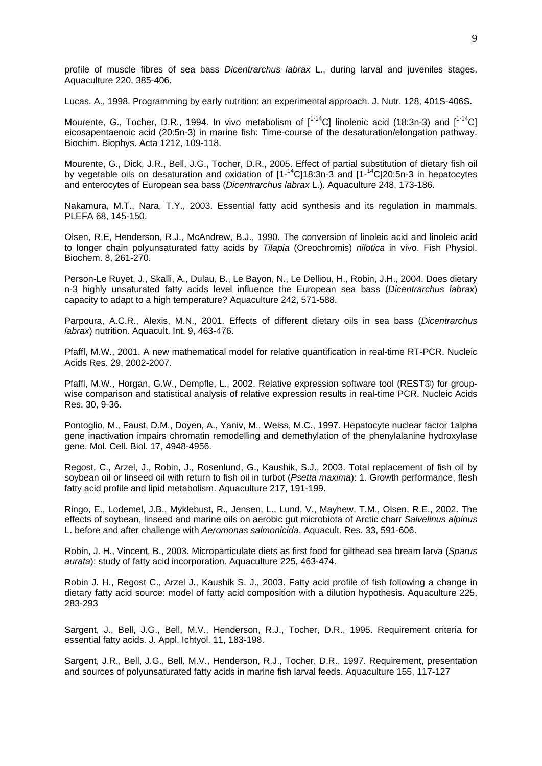profile of muscle fibres of sea bass *Dicentrarchus labrax* L., during larval and juveniles stages. Aquaculture 220, 385-406.

Lucas, A., 1998. Programming by early nutrition: an experimental approach. J. Nutr. 128, 401S-406S.

Mourente, G., Tocher, D.R., 1994. In vivo metabolism of [$^{1-14}$C] linolenic acid (18:3n-3) and [$^{1-14}$C] eicosapentaenoic acid (20:5n-3) in marine fish: Time-course of the desaturation/elongation pathway. Biochim. Biophys. Acta 1212, 109-118.

Mourente, G., Dick, J.R., Bell, J.G., Tocher, D.R., 2005. Effect of partial substitution of dietary fish oil by vegetable oils on desaturation and oxidation of [1-$^{14}$C]18:3n-3 and [1-$^{14}$C]20:5n-3 in hepatocytes and enterocytes of European sea bass (*Dicentrarchus labrax* L.). Aquaculture 248, 173-186.

Nakamura, M.T., Nara, T.Y., 2003. Essential fatty acid synthesis and its regulation in mammals. PLEFA 68, 145-150.

Olsen, R.E, Henderson, R.J., McAndrew, B.J., 1990. The conversion of linoleic acid and linoleic acid to longer chain polyunsaturated fatty acids by *Tilapia* (Oreochromis) *nilotica* in vivo. Fish Physiol. Biochem. 8, 261-270.

Person-Le Ruyet, J., Skalli, A., Dulau, B., Le Bayon, N., Le Delliou, H., Robin, J.H., 2004. Does dietary n-3 highly unsaturated fatty acids level influence the European sea bass (*Dicentrarchus labrax*) capacity to adapt to a high temperature? Aquaculture 242, 571-588.

Parpoura, A.C.R., Alexis, M.N., 2001. Effects of different dietary oils in sea bass (*Dicentrarchus labrax*) nutrition. Aquacult. Int. 9, 463-476.

Pfaffl, M.W., 2001. A new mathematical model for relative quantification in real-time RT-PCR. Nucleic Acids Res. 29, 2002-2007.

Pfaffl, M.W., Horgan, G.W., Dempfle, L., 2002. Relative expression software tool (REST®) for group-wise comparison and statistical analysis of relative expression results in real-time PCR. Nucleic Acids Res. 30, 9-36.

Pontoglio, M., Faust, D.M., Doyen, A., Yaniv, M., Weiss, M.C., 1997. Hepatocyte nuclear factor 1alpha gene inactivation impairs chromatin remodelling and demethylation of the phenylalanine hydroxylase gene. Mol. Cell. Biol. 17, 4948-4956.

Regost, C., Arzel, J., Robin, J., Rosenlund, G., Kaushik, S.J., 2003. Total replacement of fish oil by soybean oil or linseed oil with return to fish oil in turbot (*Psetta maxima*): 1. Growth performance, flesh fatty acid profile and lipid metabolism. Aquaculture 217, 191-199.

Ringo, E., Lodemel, J.B., Myklebust, R., Jensen, L., Lund, V., Mayhew, T.M., Olsen, R.E., 2002. The effects of soybean, linseed and marine oils on aerobic gut microbiota of Arctic charr *Salvelinus alpinus* L. before and after challenge with *Aeromonas salmonicida*. Aquacult. Res. 33, 591-606.

Robin, J. H., Vincent, B., 2003. Microparticulate diets as first food for gilthead sea bream larva (*Sparus aurata*): study of fatty acid incorporation. Aquaculture 225, 463-474.

Robin J. H., Regost C., Arzel J., Kaushik S. J., 2003. Fatty acid profile of fish following a change in dietary fatty acid source: model of fatty acid composition with a dilution hypothesis. Aquaculture 225, 283-293

Sargent, J., Bell, J.G., Bell, M.V., Henderson, R.J., Tocher, D.R., 1995. Requirement criteria for essential fatty acids. J. Appl. Ichtyol. 11, 183-198.

Sargent, J.R., Bell, J.G., Bell, M.V., Henderson, R.J., Tocher, D.R., 1997. Requirement, presentation and sources of polyunsaturated fatty acids in marine fish larval feeds. Aquaculture 155, 117-127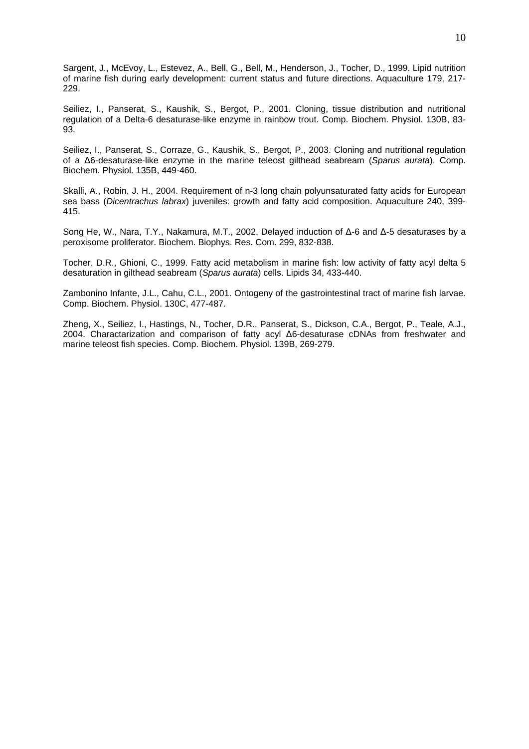Sargent, J., McEvoy, L., Estevez, A., Bell, G., Bell, M., Henderson, J., Tocher, D., 1999. Lipid nutrition of marine fish during early development: current status and future directions. Aquaculture 179, 217-229.

Seiliez, I., Panserat, S., Kaushik, S., Bergot, P., 2001. Cloning, tissue distribution and nutritional regulation of a Delta-6 desaturase-like enzyme in rainbow trout. Comp. Biochem. Physiol. 130B, 83-93.

Seiliez, I., Panserat, S., Corraze, G., Kaushik, S., Bergot, P., 2003. Cloning and nutritional regulation of a Δ6-desaturase-like enzyme in the marine teleost gilthead seabream (*Sparus aurata*). Comp. Biochem. Physiol. 135B, 449-460.

Skalli, A., Robin, J. H., 2004. Requirement of n-3 long chain polyunsaturated fatty acids for European sea bass (*Dicentrachus labrax*) juveniles: growth and fatty acid composition. Aquaculture 240, 399-415.

Song He, W., Nara, T.Y., Nakamura, M.T., 2002. Delayed induction of Δ-6 and Δ-5 desaturases by a peroxisome proliferator. Biochem. Biophys. Res. Com. 299, 832-838.

Tocher, D.R., Ghioni, C., 1999. Fatty acid metabolism in marine fish: low activity of fatty acyl delta 5 desaturation in gilthead seabream (*Sparus aurata*) cells. Lipids 34, 433-440.

Zambonino Infante, J.L., Cahu, C.L., 2001. Ontogeny of the gastrointestinal tract of marine fish larvae. Comp. Biochem. Physiol. 130C, 477-487.

Zheng, X., Seiliez, I., Hastings, N., Tocher, D.R., Panserat, S., Dickson, C.A., Bergot, P., Teale, A.J., 2004. Charactarization and comparison of fatty acyl Δ6-desaturase cDNAs from freshwater and marine teleost fish species. Comp. Biochem. Physiol. 139B, 269-279.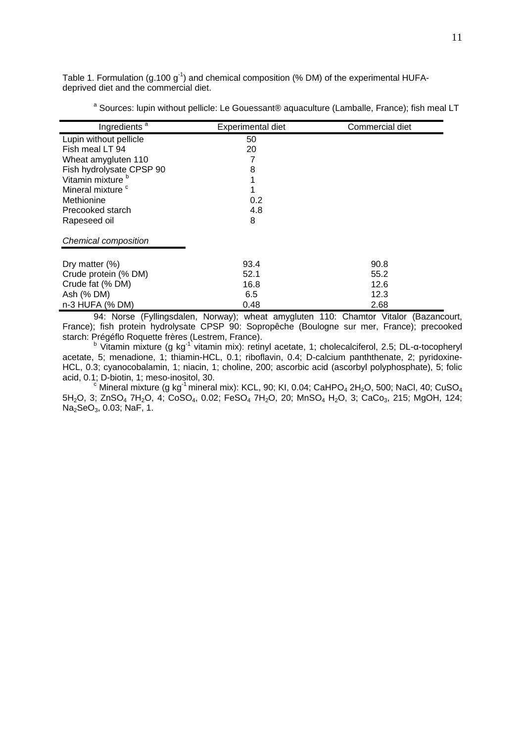Table 1. Formulation (g.100 $g^{-1}$) and chemical composition (% DM) of the experimental HUFA-deprived diet and the commercial diet.

| Ingredients [a] | Experimental diet | Commercial diet |
|---|---|---|
| Lupin without pellicle | 50 | |
| Fish meal LT 94 | 20 | |
| Wheat amygluten 110 | 7 | |
| Fish hydrolysate CPSP 90 | 8 | |
| Vitamin mixture [b] | 1 | |
| Mineral mixture [c] | 1 | |
| Methionine | 0.2 | |
| Precooked starch | 4.8 | |
| Rapeseed oil | 8 | |
| *Chemical composition* | | |
| Dry matter (%) | 93.4 | 90.8 |
| Crude protein (% DM) | 52.1 | 55.2 |
| Crude fat (% DM) | 16.8 | 12.6 |
| Ash (% DM) | 6.5 | 12.3 |
| n-3 HUFA (% DM) | 0.48 | 2.68 |

[a] Sources: lupin without pellicle: Le Gouessant® aquaculture (Lamballe, France); fish meal LT 94: Norse (Fyllingsdalen, Norway); wheat amygluten 110: Chamtor Vitalor (Bazancourt, France); fish protein hydrolysate CPSP 90: Sopropêche (Boulogne sur mer, France); precooked starch: Prégéflo Roquette frères (Lestrem, France).

[b] Vitamin mixture (g $kg^{-1}$ vitamin mix): retinyl acetate, 1; cholecalciferol, 2.5; DL-α-tocopheryl acetate, 5; menadione, 1; thiamin-HCL, 0.1; riboflavin, 0.4; D-calcium panththenate, 2; pyridoxine-HCL, 0.3; cyanocobalamin, 1; niacin, 1; choline, 200; ascorbic acid (ascorbyl polyphosphate), 5; folic acid, 0.1; D-biotin, 1; meso-inositol, 30.

[c] Mineral mixture (g $kg^{-1}$ mineral mix): KCL, 90; KI, 0.04; $CaHPO_4$ $2H_2O$, 500; NaCl, 40; $CuSO_4$ $5H_2O$, 3; $ZnSO_4$ $7H_2O$, 4; $CoSO_4$, 0.02; $FeSO_4$ $7H_2O$, 20; $MnSO_4$ $H_2O$, 3; $CaCo_3$, 215; MgOH, 124; $Na_2SeO_3$, 0.03; NaF, 1.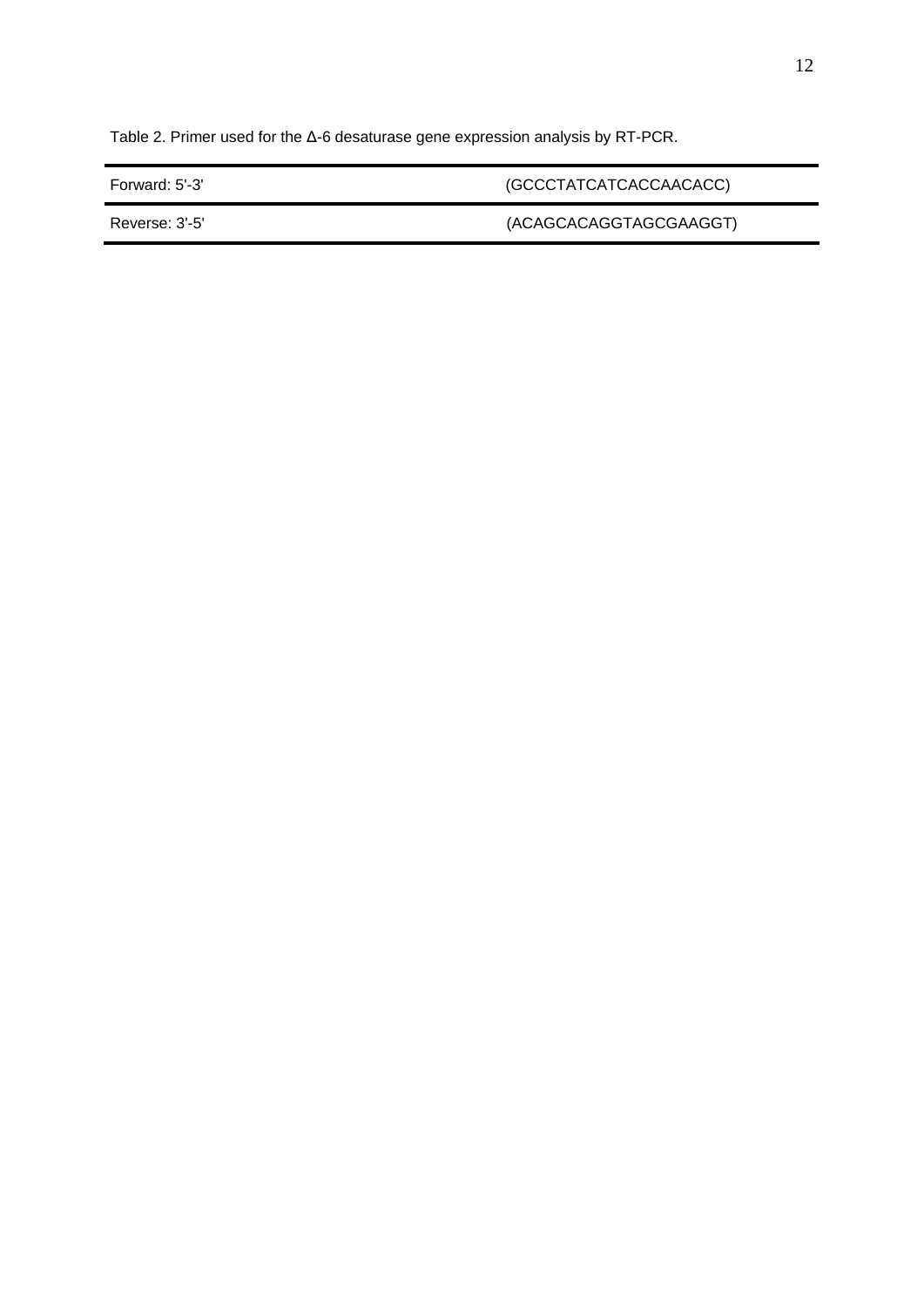Table 2. Primer used for the Δ-6 desaturase gene expression analysis by RT-PCR.

| | |
|---|---|
| Forward: 5'-3' | (GCCCTATCATCACCAACACC) |
| Reverse: 3'-5' | (ACAGCACAGGTAGCGAAGGT) |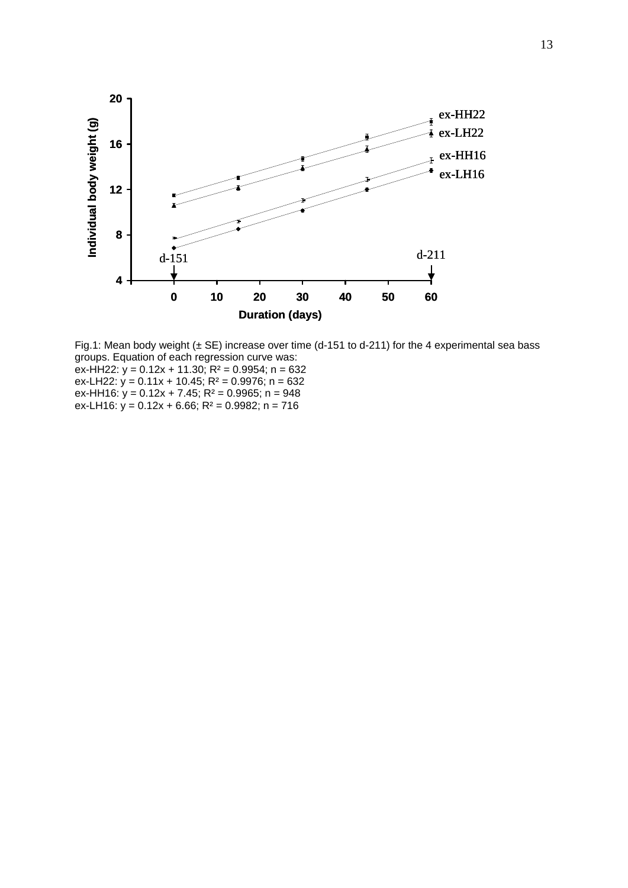Fig.1: Mean body weight (± SE) increase over time (d-151 to d-211) for the 4 experimental sea bass groups. Equation of each regression curve was:

ex-HH22: $y = 0.12x + 11.30$; $R^2 = 0.9954$; $n = 632$

ex-LH22: $y = 0.11x + 10.45$; $R^2 = 0.9976$; $n = 632$

ex-HH16: $y = 0.12x + 7.45$; $R^2 = 0.9965$; $n = 948$

ex-LH16: $y = 0.12x + 6.66$; $R^2 = 0.9982$; $n = 716$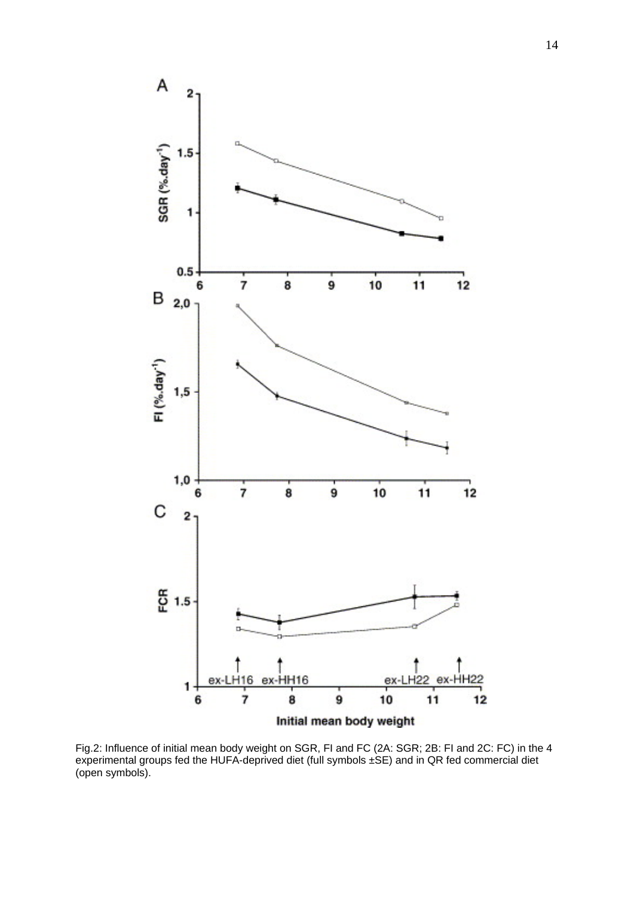Fig.2: Influence of initial mean body weight on SGR, FI and FC (2A: SGR; 2B: FI and 2C: FC) in the 4 experimental groups fed the HUFA-deprived diet (full symbols ±SE) and in QR fed commercial diet (open symbols).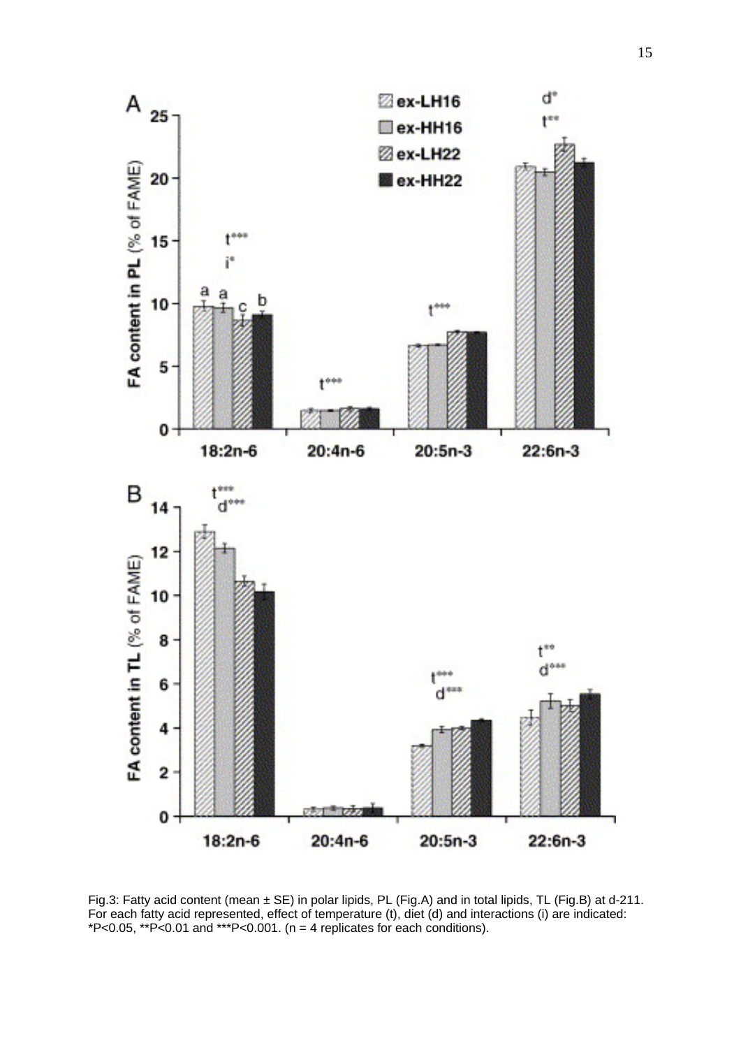Fig.3: Fatty acid content (mean ± SE) in polar lipids, PL (Fig.A) and in total lipids, TL (Fig.B) at d-211. For each fatty acid represented, effect of temperature (t), diet (d) and interactions (i) are indicated: *P<0.05, **P<0.01 and ***P<0.001. (n = 4 replicates for each conditions).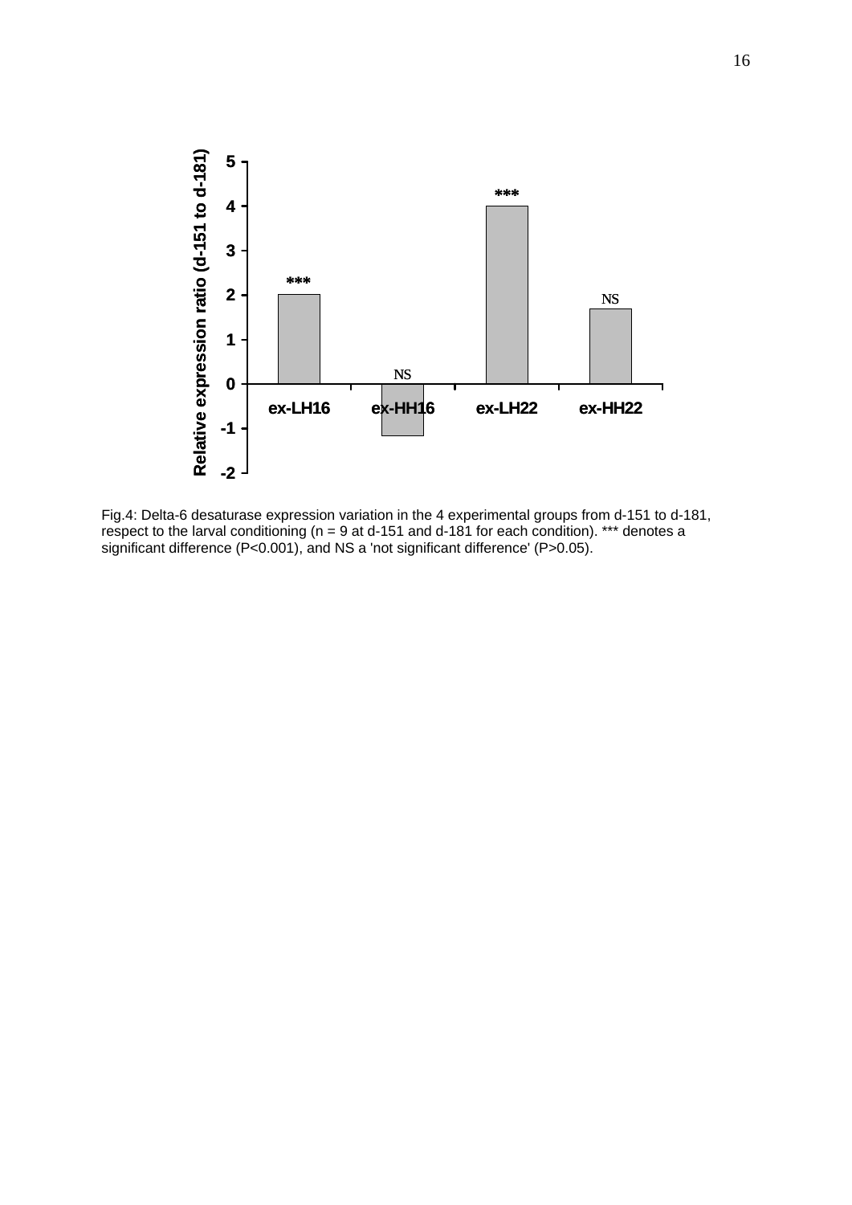Fig.4: Delta-6 desaturase expression variation in the 4 experimental groups from d-151 to d-181, respect to the larval conditioning (n = 9 at d-151 and d-181 for each condition). *** denotes a significant difference (P<0.001), and NS a 'not significant difference' (P>0.05).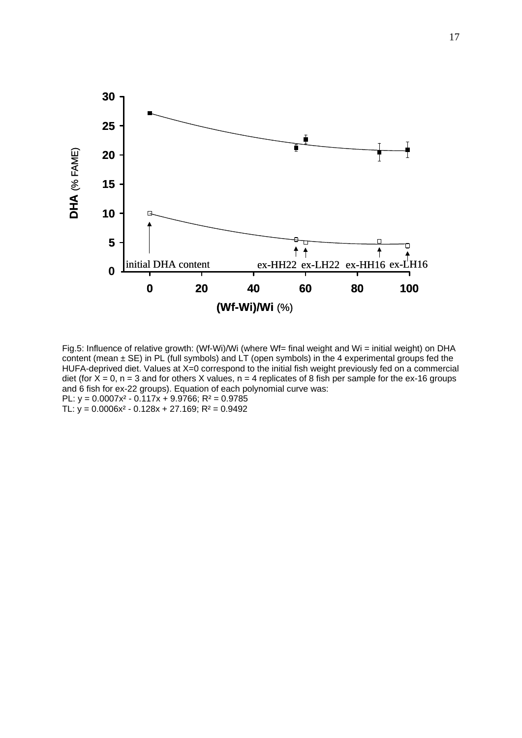30

25

20

15

10

5

0

DHA (% FAME)

initial DHA content

ex-HH22 ex-LH22 ex-HH16 ex-LH16

0 20 40 60 80 100

(Wf-Wi)/Wi (%)

Fig.5: Influence of relative growth: (Wf-Wi)/Wi (where Wf= final weight and Wi = initial weight) on DHA content (mean ± SE) in PL (full symbols) and LT (open symbols) in the 4 experimental groups fed the HUFA-deprived diet. Values at X=0 correspond to the initial fish weight previously fed on a commercial diet (for X = 0, n = 3 and for others X values, n = 4 replicates of 8 fish per sample for the ex-16 groups and 6 fish for ex-22 groups). Equation of each polynomial curve was:
PL: $y = 0.0007x^2 - 0.117x + 9.9766$; $R^2 = 0.9785$
TL: $y = 0.0006x^2 - 0.128x + 27.169$; $R^2 = 0.9492$